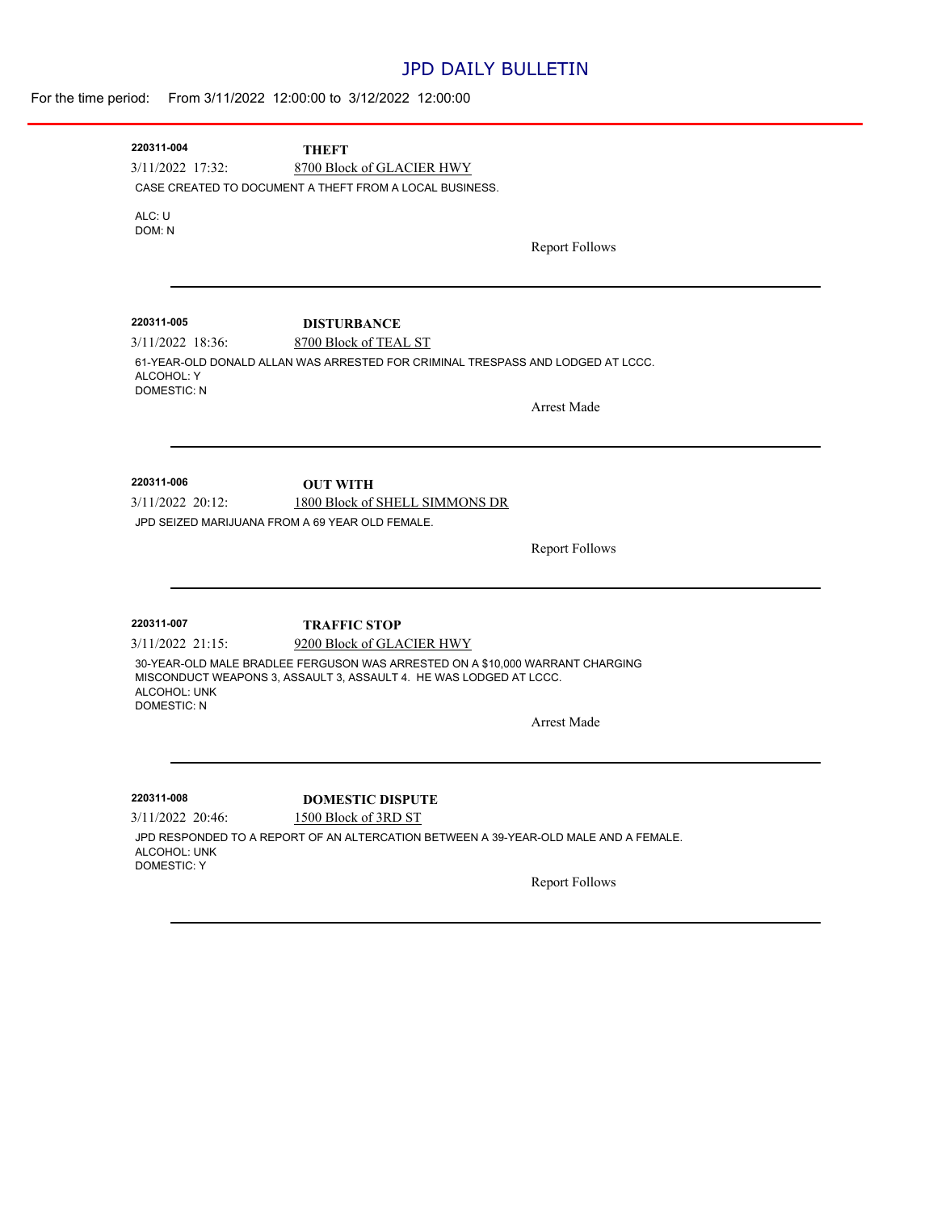# JPD DAILY BULLETIN

For the time period: From 3/11/2022 12:00:00 to 3/12/2022 12:00:00

---

**220311-004** **THEFT**

3/11/2022 17:32: 8700 Block of GLACIER HWY

CASE CREATED TO DOCUMENT A THEFT FROM A LOCAL BUSINESS.

ALC: U
DOM: N

Report Follows

---

**220311-005** **DISTURBANCE**

3/11/2022 18:36: 8700 Block of TEAL ST

61-YEAR-OLD DONALD ALLAN WAS ARRESTED FOR CRIMINAL TRESPASS AND LODGED AT LCCC.
ALCOHOL: Y
DOMESTIC: N

Arrest Made

---

**220311-006** **OUT WITH**

3/11/2022 20:12: 1800 Block of SHELL SIMMONS DR

JPD SEIZED MARIJUANA FROM A 69 YEAR OLD FEMALE.

Report Follows

---

**220311-007** **TRAFFIC STOP**

3/11/2022 21:15: 9200 Block of GLACIER HWY

30-YEAR-OLD MALE BRADLEE FERGUSON WAS ARRESTED ON A $10,000 WARRANT CHARGING MISCONDUCT WEAPONS 3, ASSAULT 3, ASSAULT 4. HE WAS LODGED AT LCCC.
ALCOHOL: UNK
DOMESTIC: N

Arrest Made

---

**220311-008** **DOMESTIC DISPUTE**

3/11/2022 20:46: 1500 Block of 3RD ST

JPD RESPONDED TO A REPORT OF AN ALTERCATION BETWEEN A 39-YEAR-OLD MALE AND A FEMALE.
ALCOHOL: UNK
DOMESTIC: Y

Report Follows

---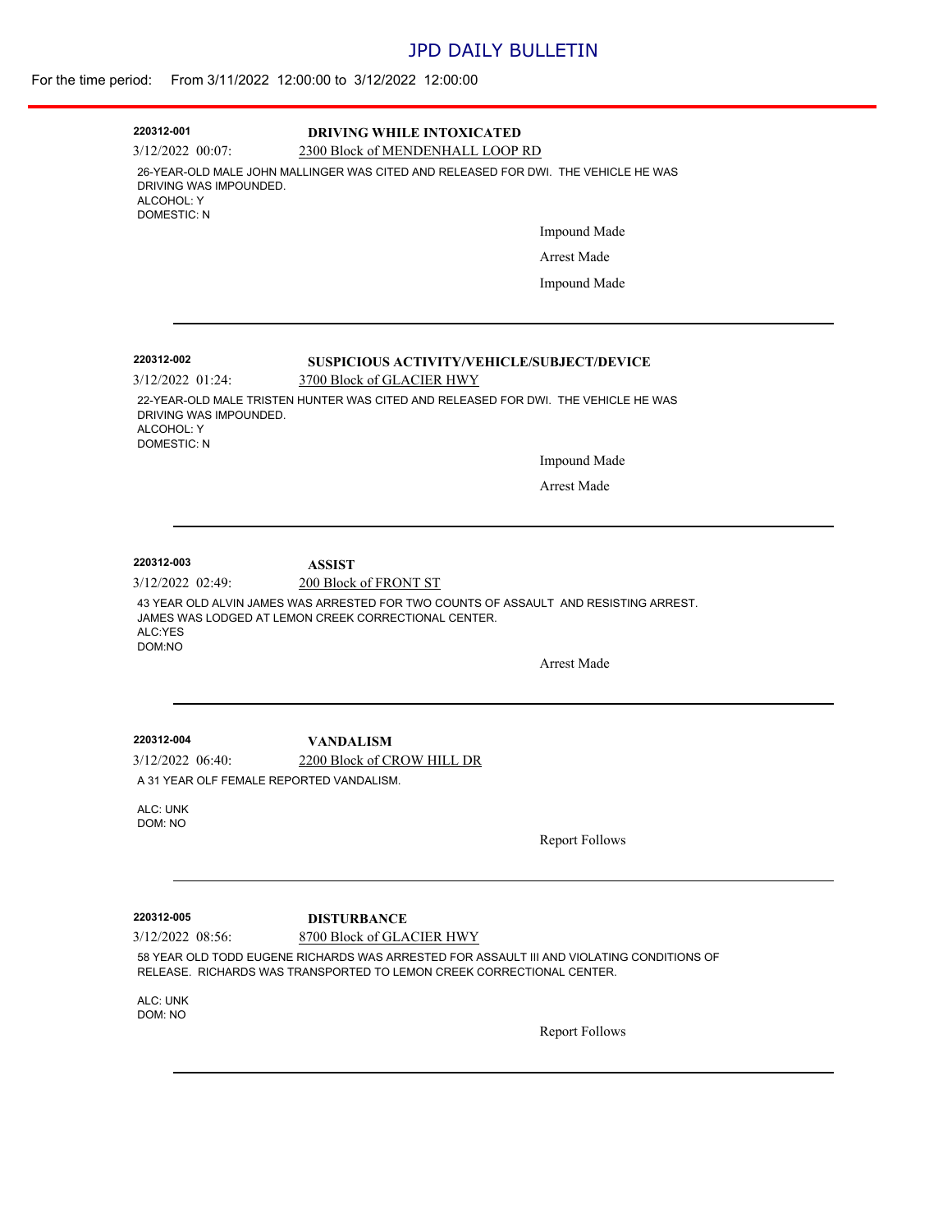# JPD DAILY BULLETIN

For the time period: From 3/11/2022 12:00:00 to 3/12/2022 12:00:00

---

**220312-001** — **DRIVING WHILE INTOXICATED**

3/12/2022 00:07: 2300 Block of MENDENHALL LOOP RD

26-YEAR-OLD MALE JOHN MALLINGER WAS CITED AND RELEASED FOR DWI. THE VEHICLE HE WAS DRIVING WAS IMPOUNDED.
ALCOHOL: Y
DOMESTIC: N

Impound Made

Arrest Made

Impound Made

---

**220312-002** — **SUSPICIOUS ACTIVITY/VEHICLE/SUBJECT/DEVICE**

3/12/2022 01:24: 3700 Block of GLACIER HWY

22-YEAR-OLD MALE TRISTEN HUNTER WAS CITED AND RELEASED FOR DWI. THE VEHICLE HE WAS DRIVING WAS IMPOUNDED.
ALCOHOL: Y
DOMESTIC: N

Impound Made

Arrest Made

---

**220312-003** — **ASSIST**

3/12/2022 02:49: 200 Block of FRONT ST

43 YEAR OLD ALVIN JAMES WAS ARRESTED FOR TWO COUNTS OF ASSAULT AND RESISTING ARREST. JAMES WAS LODGED AT LEMON CREEK CORRECTIONAL CENTER.
ALC:YES
DOM:NO

Arrest Made

---

**220312-004** — **VANDALISM**

3/12/2022 06:40: 2200 Block of CROW HILL DR

A 31 YEAR OLF FEMALE REPORTED VANDALISM.

ALC: UNK
DOM: NO

Report Follows

---

**220312-005** — **DISTURBANCE**

3/12/2022 08:56: 8700 Block of GLACIER HWY

58 YEAR OLD TODD EUGENE RICHARDS WAS ARRESTED FOR ASSAULT III AND VIOLATING CONDITIONS OF RELEASE. RICHARDS WAS TRANSPORTED TO LEMON CREEK CORRECTIONAL CENTER.

ALC: UNK
DOM: NO

Report Follows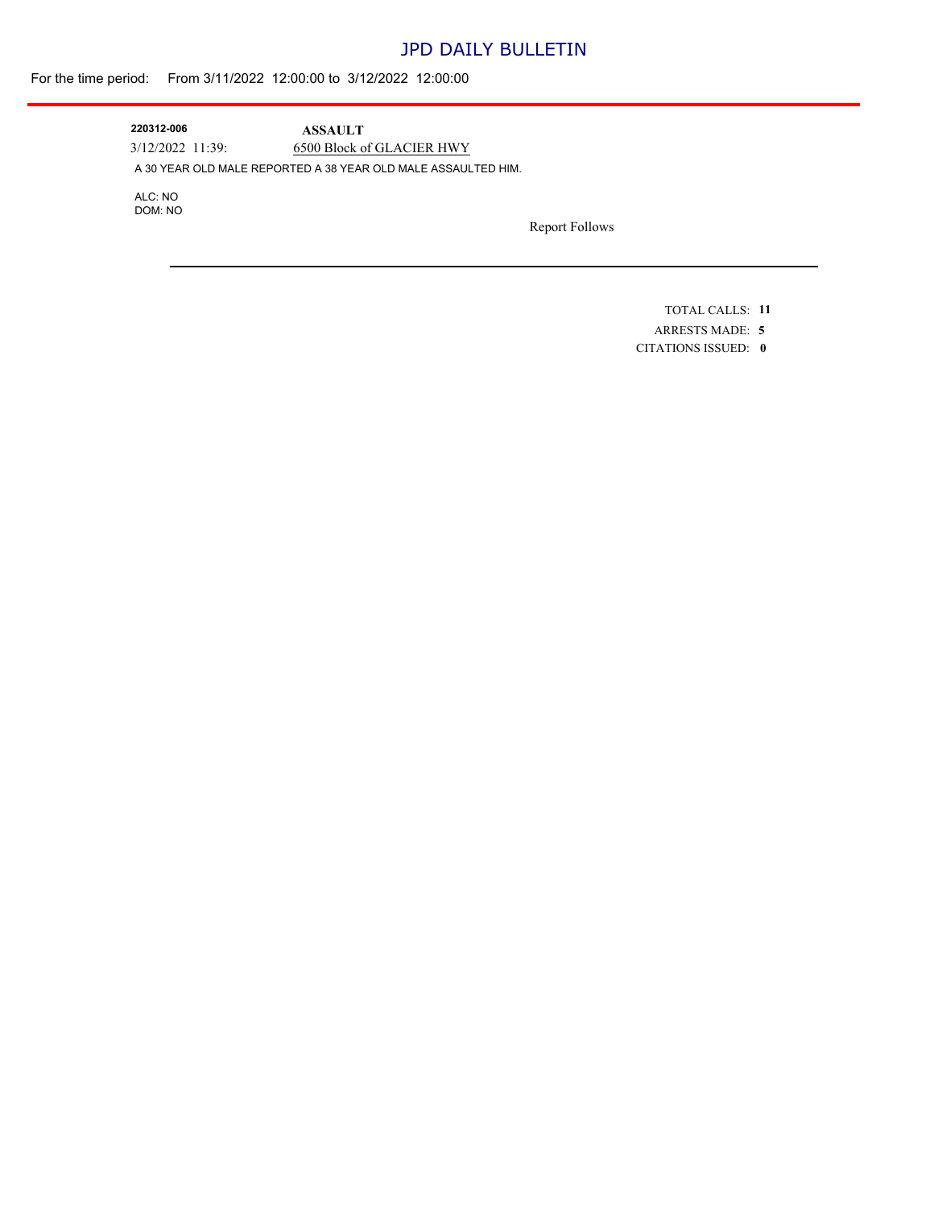# JPD DAILY BULLETIN

For the time period: From 3/11/2022 12:00:00 to 3/12/2022 12:00:00

**220312-006** **ASSAULT**

3/12/2022 11:39: 6500 Block of GLACIER HWY

A 30 YEAR OLD MALE REPORTED A 38 YEAR OLD MALE ASSAULTED HIM.

ALC: NO
DOM: NO

Report Follows

---

TOTAL CALLS: **11**

ARRESTS MADE: **5**

CITATIONS ISSUED: **0**